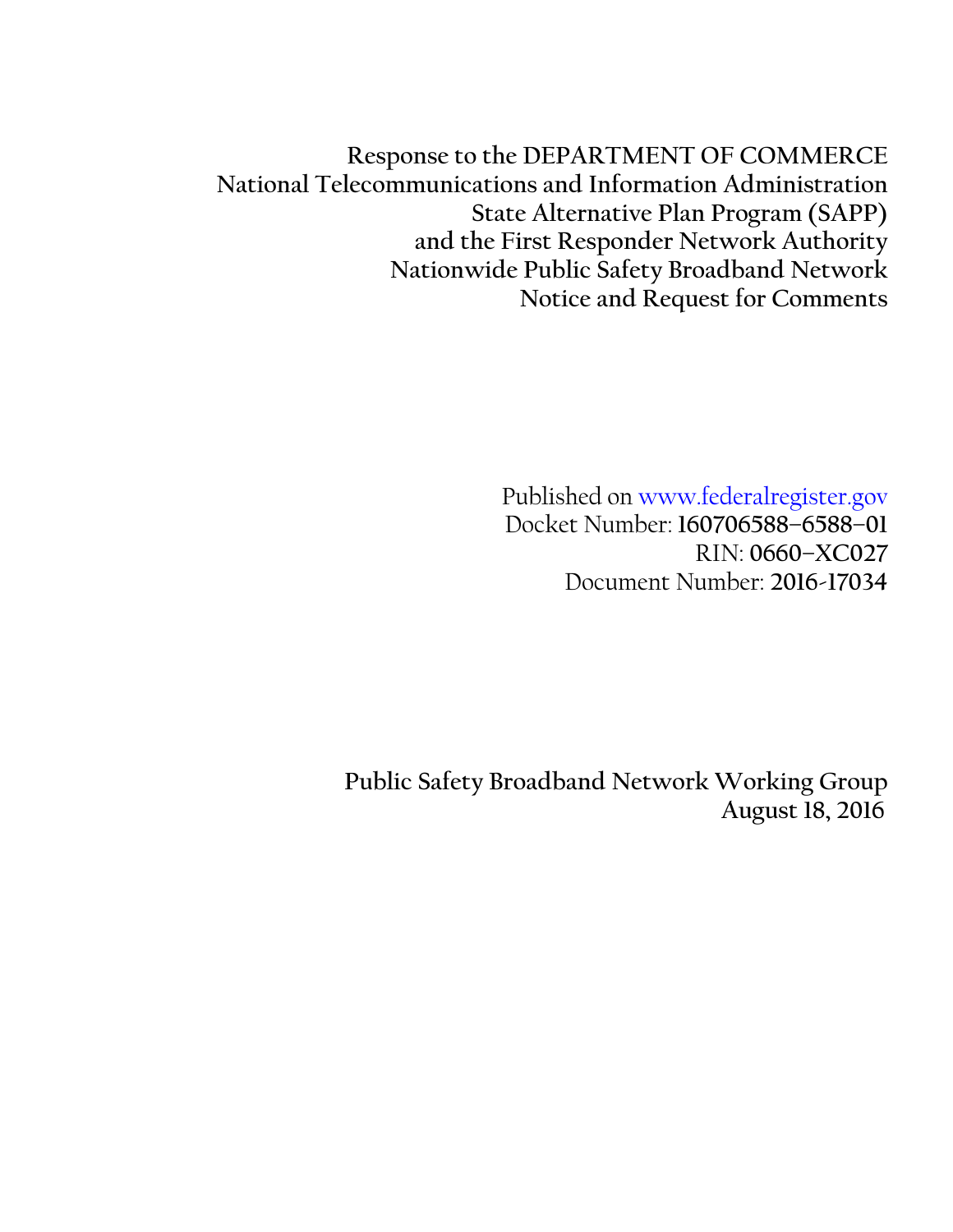**Response to the DEPARTMENT OF COMMERCE**
**National Telecommunications and Information Administration**
**State Alternative Plan Program (SAPP)**
**and the First Responder Network Authority**
**Nationwide Public Safety Broadband Network**
**Notice and Request for Comments**

Published on www.federalregister.gov
Docket Number: **160706588–6588–01**
RIN: **0660–XC027**
Document Number: **2016-17034**

**Public Safety Broadband Network Working Group**
**August 18, 2016**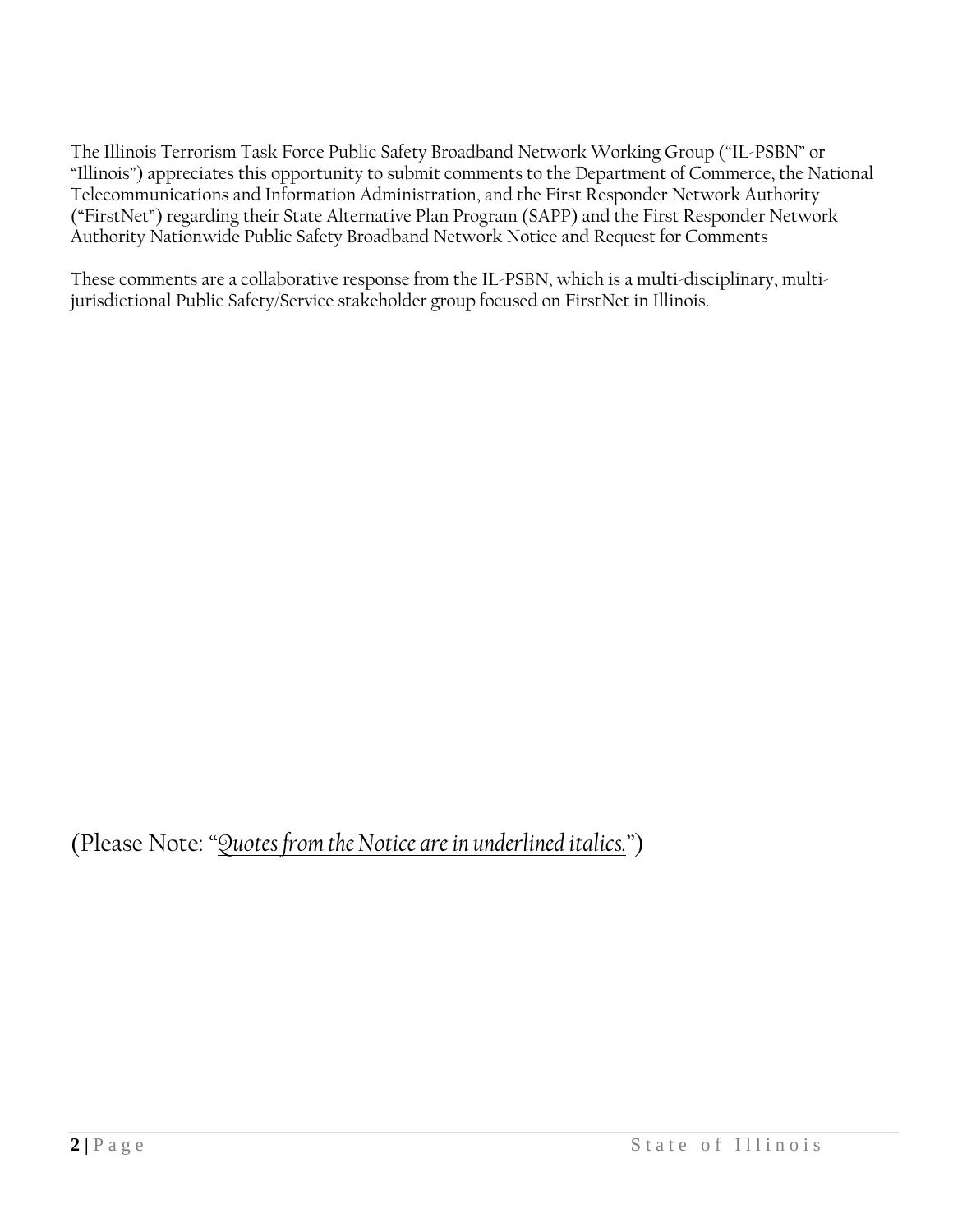The Illinois Terrorism Task Force Public Safety Broadband Network Working Group ("IL-PSBN" or "Illinois") appreciates this opportunity to submit comments to the Department of Commerce, the National Telecommunications and Information Administration, and the First Responder Network Authority ("FirstNet") regarding their State Alternative Plan Program (SAPP) and the First Responder Network Authority Nationwide Public Safety Broadband Network Notice and Request for Comments

These comments are a collaborative response from the IL-PSBN, which is a multi-disciplinary, multi-jurisdictional Public Safety/Service stakeholder group focused on FirstNet in Illinois.

(Please Note: "*<u>Quotes from the Notice are in underlined italics.</u>*")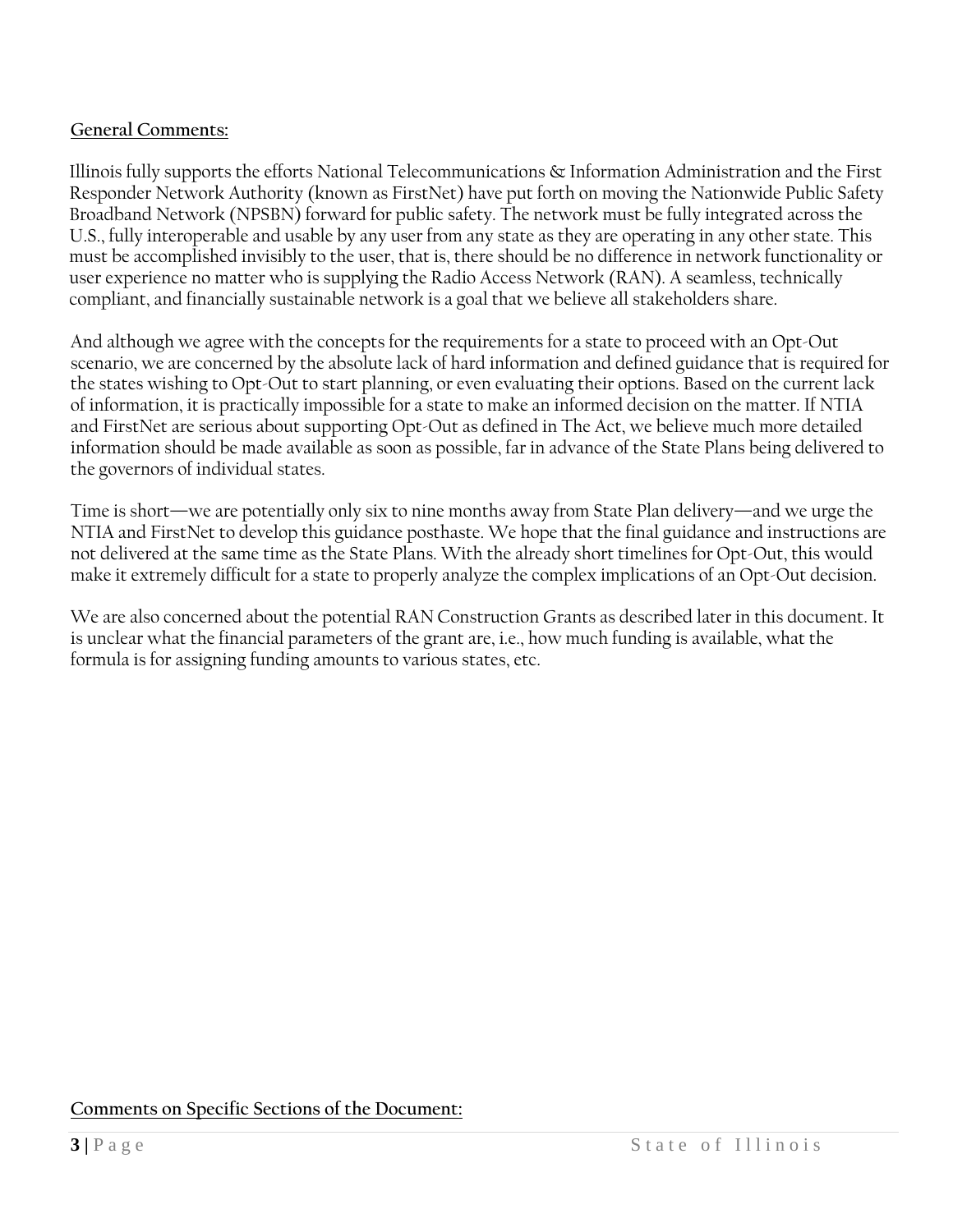**General Comments:**

Illinois fully supports the efforts National Telecommunications & Information Administration and the First Responder Network Authority (known as FirstNet) have put forth on moving the Nationwide Public Safety Broadband Network (NPSBN) forward for public safety. The network must be fully integrated across the U.S., fully interoperable and usable by any user from any state as they are operating in any other state. This must be accomplished invisibly to the user, that is, there should be no difference in network functionality or user experience no matter who is supplying the Radio Access Network (RAN). A seamless, technically compliant, and financially sustainable network is a goal that we believe all stakeholders share.

And although we agree with the concepts for the requirements for a state to proceed with an Opt-Out scenario, we are concerned by the absolute lack of hard information and defined guidance that is required for the states wishing to Opt-Out to start planning, or even evaluating their options. Based on the current lack of information, it is practically impossible for a state to make an informed decision on the matter. If NTIA and FirstNet are serious about supporting Opt-Out as defined in The Act, we believe much more detailed information should be made available as soon as possible, far in advance of the State Plans being delivered to the governors of individual states.

Time is short—we are potentially only six to nine months away from State Plan delivery—and we urge the NTIA and FirstNet to develop this guidance posthaste. We hope that the final guidance and instructions are not delivered at the same time as the State Plans. With the already short timelines for Opt-Out, this would make it extremely difficult for a state to properly analyze the complex implications of an Opt-Out decision.

We are also concerned about the potential RAN Construction Grants as described later in this document. It is unclear what the financial parameters of the grant are, i.e., how much funding is available, what the formula is for assigning funding amounts to various states, etc.

**Comments on Specific Sections of the Document:**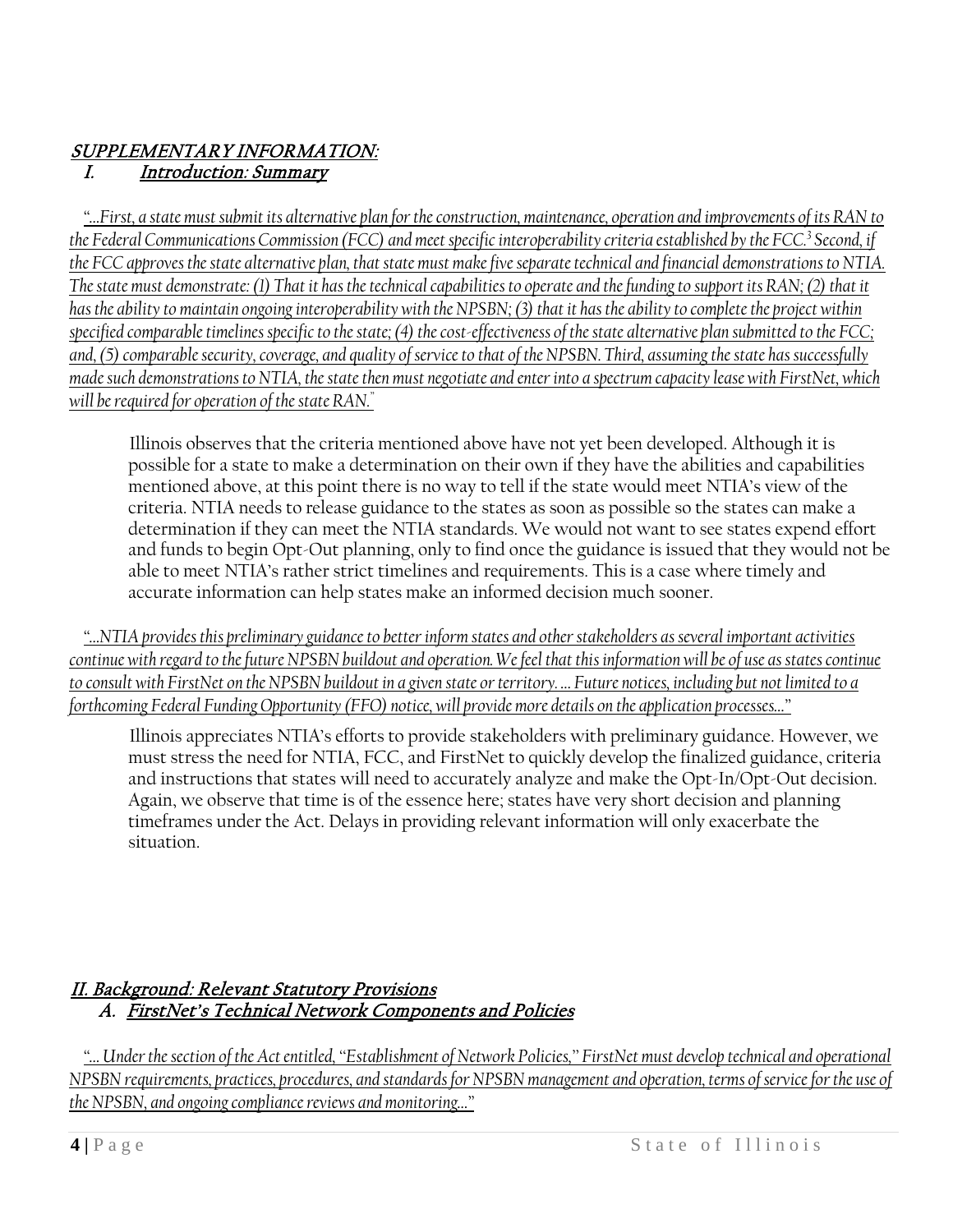## SUPPLEMENTARY INFORMATION:

### I. Introduction: Summary

*"…First, a state must submit its alternative plan for the construction, maintenance, operation and improvements of its RAN to the Federal Communications Commission (FCC) and meet specific interoperability criteria established by the FCC.[3] Second, if the FCC approves the state alternative plan, that state must make five separate technical and financial demonstrations to NTIA. The state must demonstrate: (1) That it has the technical capabilities to operate and the funding to support its RAN; (2) that it has the ability to maintain ongoing interoperability with the NPSBN; (3) that it has the ability to complete the project within specified comparable timelines specific to the state; (4) the cost-effectiveness of the state alternative plan submitted to the FCC; and, (5) comparable security, coverage, and quality of service to that of the NPSBN. Third, assuming the state has successfully made such demonstrations to NTIA, the state then must negotiate and enter into a spectrum capacity lease with FirstNet, which will be required for operation of the state RAN."*

Illinois observes that the criteria mentioned above have not yet been developed. Although it is possible for a state to make a determination on their own if they have the abilities and capabilities mentioned above, at this point there is no way to tell if the state would meet NTIA's view of the criteria. NTIA needs to release guidance to the states as soon as possible so the states can make a determination if they can meet the NTIA standards. We would not want to see states expend effort and funds to begin Opt-Out planning, only to find once the guidance is issued that they would not be able to meet NTIA's rather strict timelines and requirements. This is a case where timely and accurate information can help states make an informed decision much sooner.

*"…NTIA provides this preliminary guidance to better inform states and other stakeholders as several important activities continue with regard to the future NPSBN buildout and operation. We feel that this information will be of use as states continue to consult with FirstNet on the NPSBN buildout in a given state or territory. … Future notices, including but not limited to a forthcoming Federal Funding Opportunity (FFO) notice, will provide more details on the application processes…"*

Illinois appreciates NTIA's efforts to provide stakeholders with preliminary guidance. However, we must stress the need for NTIA, FCC, and FirstNet to quickly develop the finalized guidance, criteria and instructions that states will need to accurately analyze and make the Opt-In/Opt-Out decision. Again, we observe that time is of the essence here; states have very short decision and planning timeframes under the Act. Delays in providing relevant information will only exacerbate the situation.

## II. Background: Relevant Statutory Provisions

### A. FirstNet's Technical Network Components and Policies

*"… Under the section of the Act entitled, "Establishment of Network Policies," FirstNet must develop technical and operational NPSBN requirements, practices, procedures, and standards for NPSBN management and operation, terms of service for the use of the NPSBN, and ongoing compliance reviews and monitoring…"*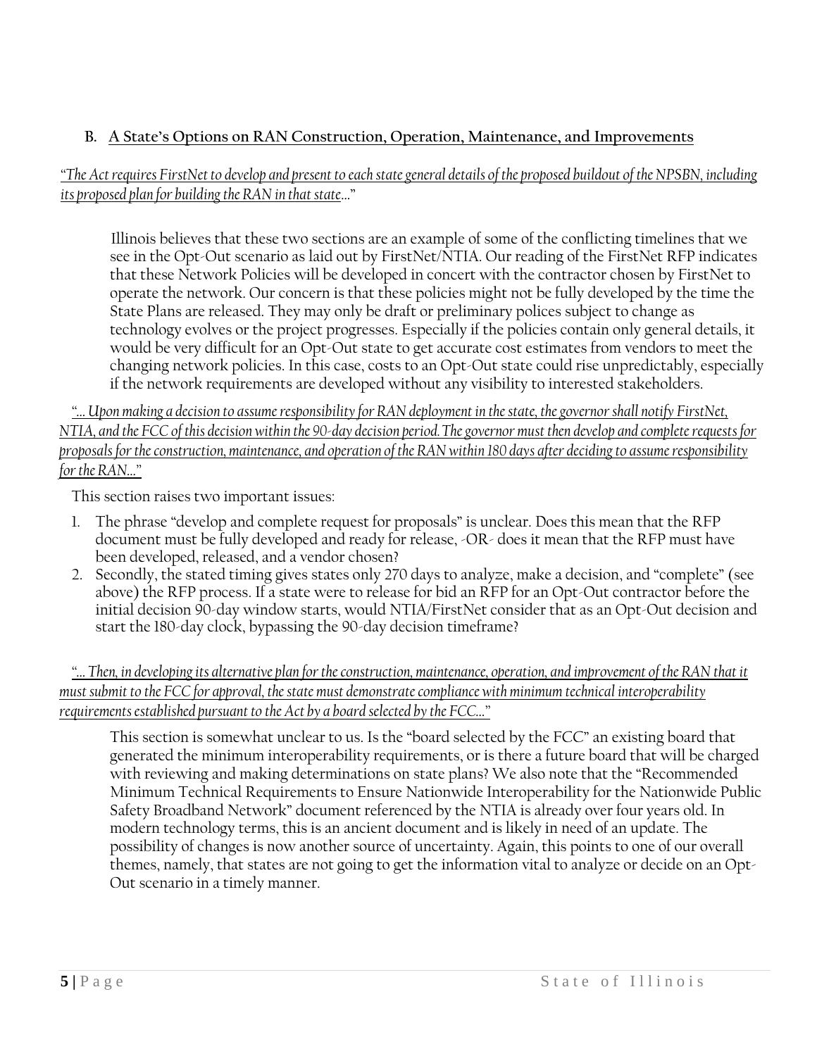## B. A State's Options on RAN Construction, Operation, Maintenance, and Improvements

*"The Act requires FirstNet to develop and present to each state general details of the proposed buildout of the NPSBN, including its proposed plan for building the RAN in that state…"*

Illinois believes that these two sections are an example of some of the conflicting timelines that we see in the Opt-Out scenario as laid out by FirstNet/NTIA. Our reading of the FirstNet RFP indicates that these Network Policies will be developed in concert with the contractor chosen by FirstNet to operate the network. Our concern is that these policies might not be fully developed by the time the State Plans are released. They may only be draft or preliminary polices subject to change as technology evolves or the project progresses. Especially if the policies contain only general details, it would be very difficult for an Opt-Out state to get accurate cost estimates from vendors to meet the changing network policies. In this case, costs to an Opt-Out state could rise unpredictably, especially if the network requirements are developed without any visibility to interested stakeholders.

*"… Upon making a decision to assume responsibility for RAN deployment in the state, the governor shall notify FirstNet, NTIA, and the FCC of this decision within the 90-day decision period. The governor must then develop and complete requests for proposals for the construction, maintenance, and operation of the RAN within 180 days after deciding to assume responsibility for the RAN…"*

This section raises two important issues:

1. The phrase "develop and complete request for proposals" is unclear. Does this mean that the RFP document must be fully developed and ready for release, -OR- does it mean that the RFP must have been developed, released, and a vendor chosen?
2. Secondly, the stated timing gives states only 270 days to analyze, make a decision, and "complete" (see above) the RFP process. If a state were to release for bid an RFP for an Opt-Out contractor before the initial decision 90-day window starts, would NTIA/FirstNet consider that as an Opt-Out decision and start the 180-day clock, bypassing the 90-day decision timeframe?

*"… Then, in developing its alternative plan for the construction, maintenance, operation, and improvement of the RAN that it must submit to the FCC for approval, the state must demonstrate compliance with minimum technical interoperability requirements established pursuant to the Act by a board selected by the FCC…"*

This section is somewhat unclear to us. Is the "board selected by the FCC" an existing board that generated the minimum interoperability requirements, or is there a future board that will be charged with reviewing and making determinations on state plans? We also note that the "Recommended Minimum Technical Requirements to Ensure Nationwide Interoperability for the Nationwide Public Safety Broadband Network" document referenced by the NTIA is already over four years old. In modern technology terms, this is an ancient document and is likely in need of an update. The possibility of changes is now another source of uncertainty. Again, this points to one of our overall themes, namely, that states are not going to get the information vital to analyze or decide on an Opt-Out scenario in a timely manner.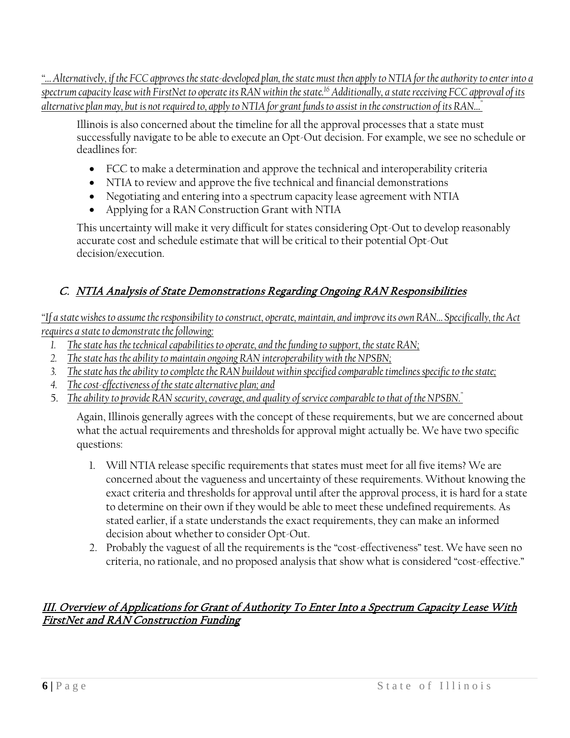*"… Alternatively, if the FCC approves the state-developed plan, the state must then apply to NTIA for the authority to enter into a spectrum capacity lease with FirstNet to operate its RAN within the state.[16] Additionally, a state receiving FCC approval of its alternative plan may, but is not required to, apply to NTIA for grant funds to assist in the construction of its RAN…"*

Illinois is also concerned about the timeline for all the approval processes that a state must successfully navigate to be able to execute an Opt-Out decision. For example, we see no schedule or deadlines for:

- FCC to make a determination and approve the technical and interoperability criteria
- NTIA to review and approve the five technical and financial demonstrations
- Negotiating and entering into a spectrum capacity lease agreement with NTIA
- Applying for a RAN Construction Grant with NTIA

This uncertainty will make it very difficult for states considering Opt-Out to develop reasonably accurate cost and schedule estimate that will be critical to their potential Opt-Out decision/execution.

### C. NTIA Analysis of State Demonstrations Regarding Ongoing RAN Responsibilities

*"If a state wishes to assume the responsibility to construct, operate, maintain, and improve its own RAN… Specifically, the Act requires a state to demonstrate the following:*

1. *The state has the technical capabilities to operate, and the funding to support, the state RAN;*
2. *The state has the ability to maintain ongoing RAN interoperability with the NPSBN;*
3. *The state has the ability to complete the RAN buildout within specified comparable timelines specific to the state;*
4. *The cost-effectiveness of the state alternative plan; and*
5. *The ability to provide RAN security, coverage, and quality of service comparable to that of the NPSBN."*

Again, Illinois generally agrees with the concept of these requirements, but we are concerned about what the actual requirements and thresholds for approval might actually be. We have two specific questions:

1. Will NTIA release specific requirements that states must meet for all five items? We are concerned about the vagueness and uncertainty of these requirements. Without knowing the exact criteria and thresholds for approval until after the approval process, it is hard for a state to determine on their own if they would be able to meet these undefined requirements. As stated earlier, if a state understands the exact requirements, they can make an informed decision about whether to consider Opt-Out.
2. Probably the vaguest of all the requirements is the "cost-effectiveness" test. We have seen no criteria, no rationale, and no proposed analysis that show what is considered "cost-effective."

## III. Overview of Applications for Grant of Authority To Enter Into a Spectrum Capacity Lease With FirstNet and RAN Construction Funding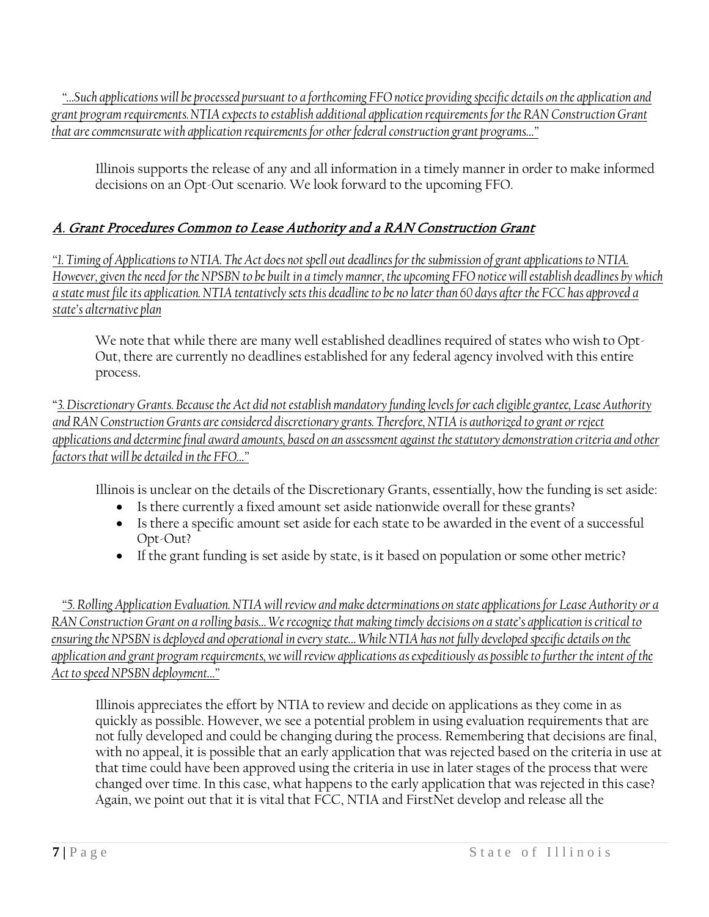*"...Such applications will be processed pursuant to a forthcoming FFO notice providing specific details on the application and grant program requirements. NTIA expects to establish additional application requirements for the RAN Construction Grant that are commensurate with application requirements for other federal construction grant programs..."*

Illinois supports the release of any and all information in a timely manner in order to make informed decisions on an Opt-Out scenario. We look forward to the upcoming FFO.

## A. Grant Procedures Common to Lease Authority and a RAN Construction Grant

*"1. Timing of Applications to NTIA. The Act does not spell out deadlines for the submission of grant applications to NTIA. However, given the need for the NPSBN to be built in a timely manner, the upcoming FFO notice will establish deadlines by which a state must file its application. NTIA tentatively sets this deadline to be no later than 60 days after the FCC has approved a state's alternative plan*

We note that while there are many well established deadlines required of states who wish to Opt-Out, there are currently no deadlines established for any federal agency involved with this entire process.

*"3. Discretionary Grants. Because the Act did not establish mandatory funding levels for each eligible grantee, Lease Authority and RAN Construction Grants are considered discretionary grants. Therefore, NTIA is authorized to grant or reject applications and determine final award amounts, based on an assessment against the statutory demonstration criteria and other factors that will be detailed in the FFO..."*

Illinois is unclear on the details of the Discretionary Grants, essentially, how the funding is set aside:

- Is there currently a fixed amount set aside nationwide overall for these grants?
- Is there a specific amount set aside for each state to be awarded in the event of a successful Opt-Out?
- If the grant funding is set aside by state, is it based on population or some other metric?

*"5. Rolling Application Evaluation. NTIA will review and make determinations on state applications for Lease Authority or a RAN Construction Grant on a rolling basis... We recognize that making timely decisions on a state's application is critical to ensuring the NPSBN is deployed and operational in every state... While NTIA has not fully developed specific details on the application and grant program requirements, we will review applications as expeditiously as possible to further the intent of the Act to speed NPSBN deployment..."*

Illinois appreciates the effort by NTIA to review and decide on applications as they come in as quickly as possible. However, we see a potential problem in using evaluation requirements that are not fully developed and could be changing during the process. Remembering that decisions are final, with no appeal, it is possible that an early application that was rejected based on the criteria in use at that time could have been approved using the criteria in use in later stages of the process that were changed over time. In this case, what happens to the early application that was rejected in this case? Again, we point out that it is vital that FCC, NTIA and FirstNet develop and release all the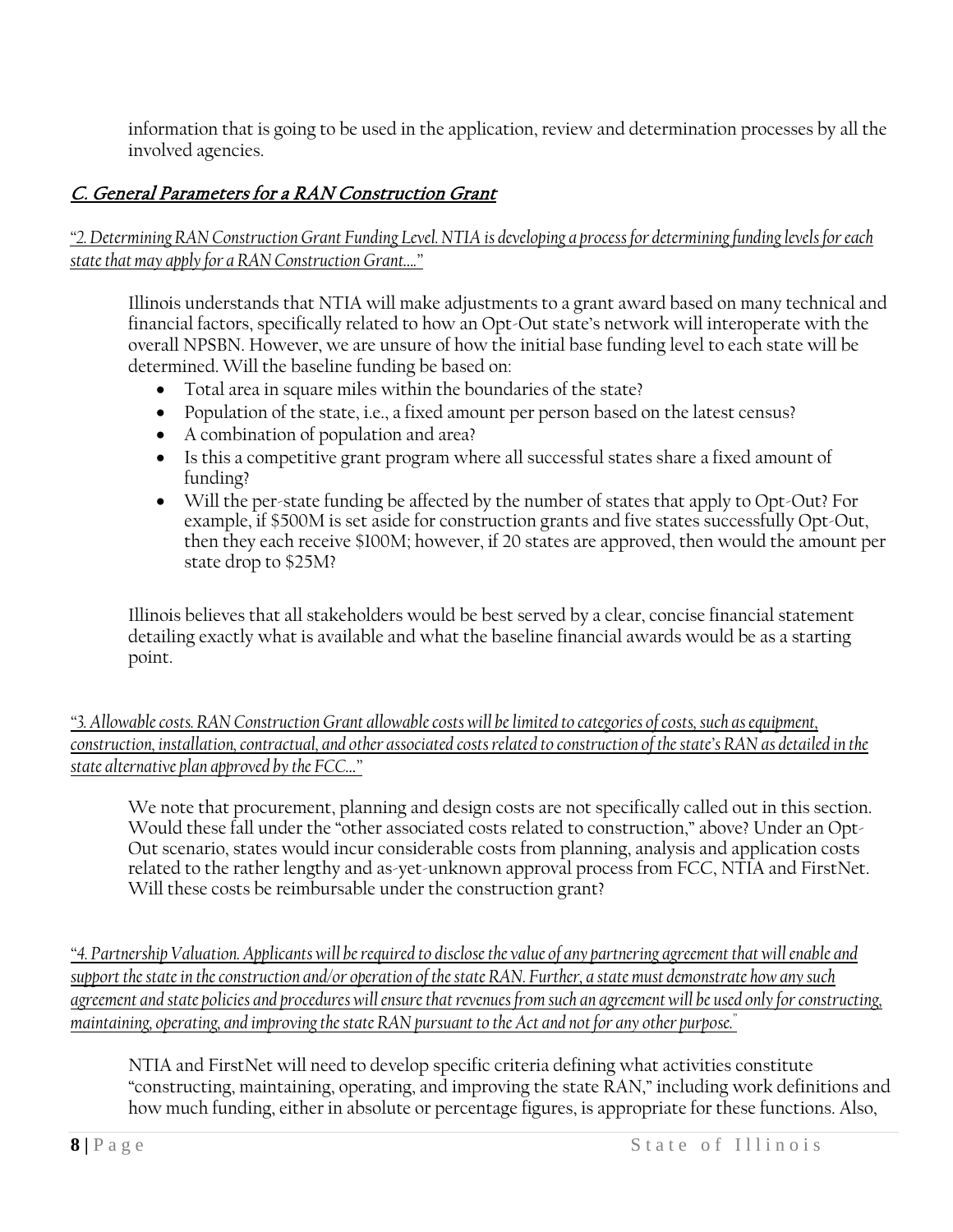information that is going to be used in the application, review and determination processes by all the involved agencies.

## *C. General Parameters for a RAN Construction Grant*

*"2. Determining RAN Construction Grant Funding Level. NTIA is developing a process for determining funding levels for each state that may apply for a RAN Construction Grant…."*

Illinois understands that NTIA will make adjustments to a grant award based on many technical and financial factors, specifically related to how an Opt-Out state's network will interoperate with the overall NPSBN. However, we are unsure of how the initial base funding level to each state will be determined. Will the baseline funding be based on:

- Total area in square miles within the boundaries of the state?
- Population of the state, i.e., a fixed amount per person based on the latest census?
- A combination of population and area?
- Is this a competitive grant program where all successful states share a fixed amount of funding?
- Will the per-state funding be affected by the number of states that apply to Opt-Out? For example, if $500M is set aside for construction grants and five states successfully Opt-Out, then they each receive $100M; however, if 20 states are approved, then would the amount per state drop to $25M?

Illinois believes that all stakeholders would be best served by a clear, concise financial statement detailing exactly what is available and what the baseline financial awards would be as a starting point.

*"3. Allowable costs. RAN Construction Grant allowable costs will be limited to categories of costs, such as equipment, construction, installation, contractual, and other associated costs related to construction of the state's RAN as detailed in the state alternative plan approved by the FCC…"*

We note that procurement, planning and design costs are not specifically called out in this section. Would these fall under the "other associated costs related to construction," above? Under an Opt-Out scenario, states would incur considerable costs from planning, analysis and application costs related to the rather lengthy and as-yet-unknown approval process from FCC, NTIA and FirstNet. Will these costs be reimbursable under the construction grant?

*"4. Partnership Valuation. Applicants will be required to disclose the value of any partnering agreement that will enable and support the state in the construction and/or operation of the state RAN. Further, a state must demonstrate how any such agreement and state policies and procedures will ensure that revenues from such an agreement will be used only for constructing, maintaining, operating, and improving the state RAN pursuant to the Act and not for any other purpose."*

NTIA and FirstNet will need to develop specific criteria defining what activities constitute "constructing, maintaining, operating, and improving the state RAN," including work definitions and how much funding, either in absolute or percentage figures, is appropriate for these functions. Also,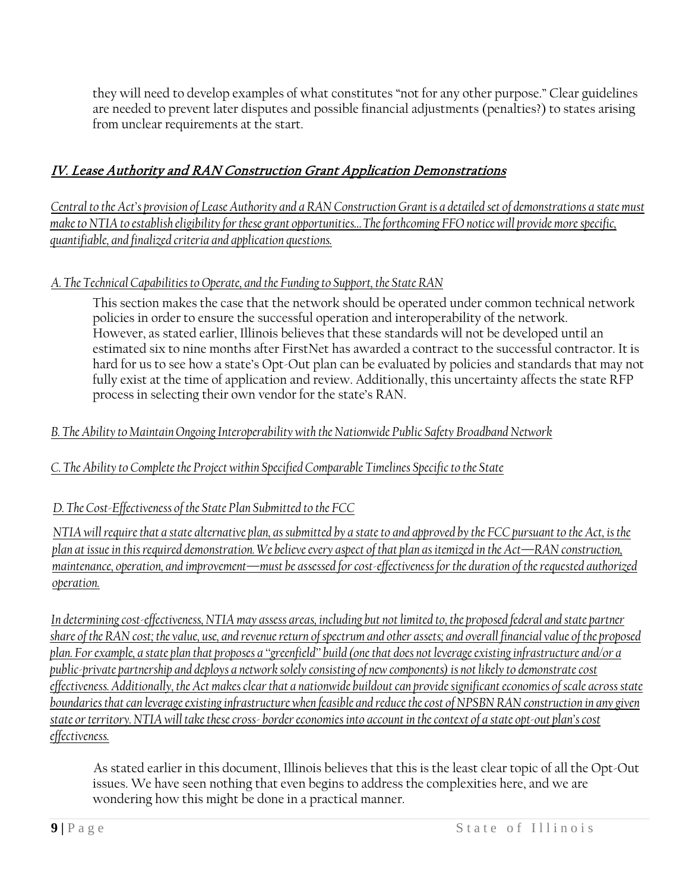they will need to develop examples of what constitutes “not for any other purpose.” Clear guidelines are needed to prevent later disputes and possible financial adjustments (penalties?) to states arising from unclear requirements at the start.

## IV. Lease Authority and RAN Construction Grant Application Demonstrations

*Central to the Act's provision of Lease Authority and a RAN Construction Grant is a detailed set of demonstrations a state must make to NTIA to establish eligibility for these grant opportunities… The forthcoming FFO notice will provide more specific, quantifiable, and finalized criteria and application questions.*

### A. The Technical Capabilities to Operate, and the Funding to Support, the State RAN

This section makes the case that the network should be operated under common technical network policies in order to ensure the successful operation and interoperability of the network. However, as stated earlier, Illinois believes that these standards will not be developed until an estimated six to nine months after FirstNet has awarded a contract to the successful contractor. It is hard for us to see how a state's Opt-Out plan can be evaluated by policies and standards that may not fully exist at the time of application and review. Additionally, this uncertainty affects the state RFP process in selecting their own vendor for the state's RAN.

### B. The Ability to Maintain Ongoing Interoperability with the Nationwide Public Safety Broadband Network

### C. The Ability to Complete the Project within Specified Comparable Timelines Specific to the State

### D. The Cost-Effectiveness of the State Plan Submitted to the FCC

*NTIA will require that a state alternative plan, as submitted by a state to and approved by the FCC pursuant to the Act, is the plan at issue in this required demonstration. We believe every aspect of that plan as itemized in the Act—RAN construction, maintenance, operation, and improvement—must be assessed for cost-effectiveness for the duration of the requested authorized operation.*

*In determining cost-effectiveness, NTIA may assess areas, including but not limited to, the proposed federal and state partner share of the RAN cost; the value, use, and revenue return of spectrum and other assets; and overall financial value of the proposed plan. For example, a state plan that proposes a “greenfield” build (one that does not leverage existing infrastructure and/or a public-private partnership and deploys a network solely consisting of new components) is not likely to demonstrate cost effectiveness. Additionally, the Act makes clear that a nationwide buildout can provide significant economies of scale across state boundaries that can leverage existing infrastructure when feasible and reduce the cost of NPSBN RAN construction in any given state or territory. NTIA will take these cross- border economies into account in the context of a state opt-out plan's cost effectiveness.*

As stated earlier in this document, Illinois believes that this is the least clear topic of all the Opt-Out issues. We have seen nothing that even begins to address the complexities here, and we are wondering how this might be done in a practical manner.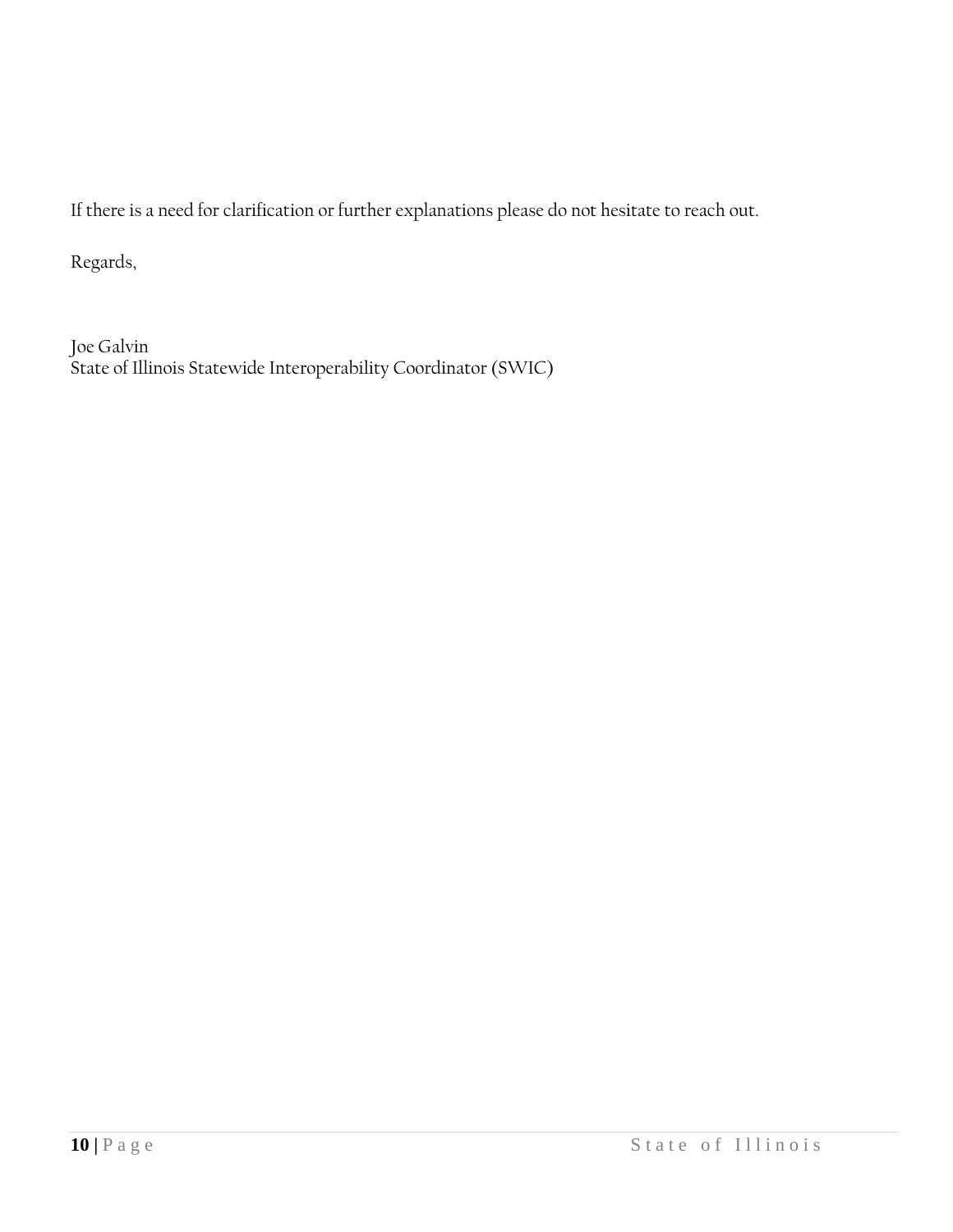If there is a need for clarification or further explanations please do not hesitate to reach out.

Regards,

Joe Galvin  
State of Illinois Statewide Interoperability Coordinator (SWIC)